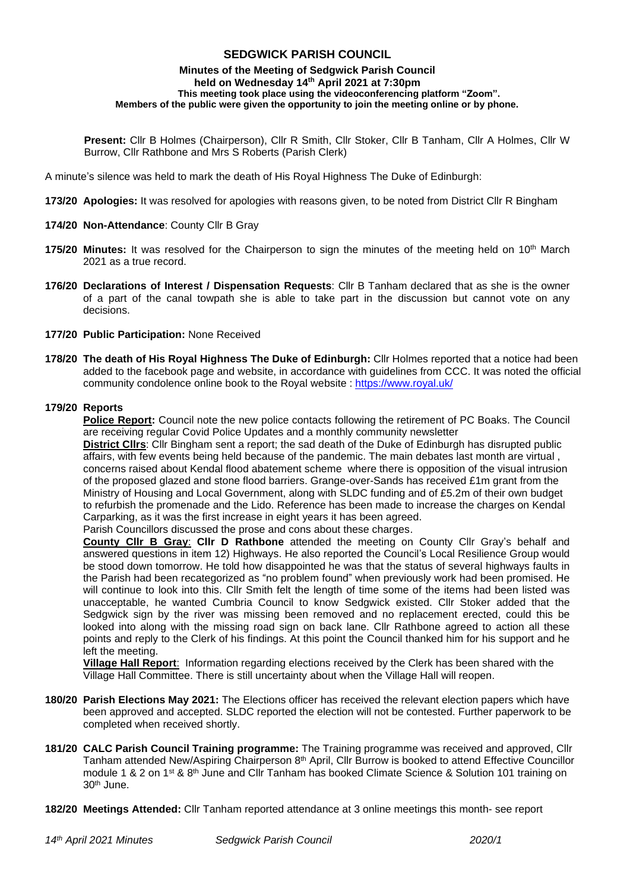# SEDGWICK PARISH COUNCIL

**Minutes of the Meeting of Sedgwick Parish Council held on Wednesday 14th April 2021 at 7:30pm**
**This meeting took place using the videoconferencing platform "Zoom".**
**Members of the public were given the opportunity to join the meeting online or by phone.**

**Present:** Cllr B Holmes (Chairperson), Cllr R Smith, Cllr Stoker, Cllr B Tanham, Cllr A Holmes, Cllr W Burrow, Cllr Rathbone and Mrs S Roberts (Parish Clerk)

A minute's silence was held to mark the death of His Royal Highness The Duke of Edinburgh:

**173/20 Apologies:** It was resolved for apologies with reasons given, to be noted from District Cllr R Bingham

**174/20 Non-Attendance**: County Cllr B Gray

**175/20 Minutes:** It was resolved for the Chairperson to sign the minutes of the meeting held on 10th March 2021 as a true record.

**176/20 Declarations of Interest / Dispensation Requests**: Cllr B Tanham declared that as she is the owner of a part of the canal towpath she is able to take part in the discussion but cannot vote on any decisions.

**177/20 Public Participation:** None Received

**178/20 The death of His Royal Highness The Duke of Edinburgh:** Cllr Holmes reported that a notice had been added to the facebook page and website, in accordance with guidelines from CCC. It was noted the official community condolence online book to the Royal website : https://www.royal.uk/

**179/20 Reports**

**Police Report:** Council note the new police contacts following the retirement of PC Boaks. The Council are receiving regular Covid Police Updates and a monthly community newsletter

**District Cllrs**: Cllr Bingham sent a report; the sad death of the Duke of Edinburgh has disrupted public affairs, with few events being held because of the pandemic. The main debates last month are virtual , concerns raised about Kendal flood abatement scheme where there is opposition of the visual intrusion of the proposed glazed and stone flood barriers. Grange-over-Sands has received £1m grant from the Ministry of Housing and Local Government, along with SLDC funding and of £5.2m of their own budget to refurbish the promenade and the Lido. Reference has been made to increase the charges on Kendal Carparking, as it was the first increase in eight years it has been agreed.

Parish Councillors discussed the prose and cons about these charges.

**County Cllr B Gray**: **Cllr D Rathbone** attended the meeting on County Cllr Gray's behalf and answered questions in item 12) Highways. He also reported the Council's Local Resilience Group would be stood down tomorrow. He told how disappointed he was that the status of several highways faults in the Parish had been recategorized as "no problem found" when previously work had been promised. He will continue to look into this. Cllr Smith felt the length of time some of the items had been listed was unacceptable, he wanted Cumbria Council to know Sedgwick existed. Cllr Stoker added that the Sedgwick sign by the river was missing been removed and no replacement erected, could this be looked into along with the missing road sign on back lane. Cllr Rathbone agreed to action all these points and reply to the Clerk of his findings. At this point the Council thanked him for his support and he left the meeting.

**Village Hall Report**: Information regarding elections received by the Clerk has been shared with the Village Hall Committee. There is still uncertainty about when the Village Hall will reopen.

**180/20 Parish Elections May 2021:** The Elections officer has received the relevant election papers which have been approved and accepted. SLDC reported the election will not be contested. Further paperwork to be completed when received shortly.

**181/20 CALC Parish Council Training programme:** The Training programme was received and approved, Cllr Tanham attended New/Aspiring Chairperson 8th April, Cllr Burrow is booked to attend Effective Councillor module 1 & 2 on 1st & 8th June and Cllr Tanham has booked Climate Science & Solution 101 training on 30th June.

**182/20 Meetings Attended:** Cllr Tanham reported attendance at 3 online meetings this month- see report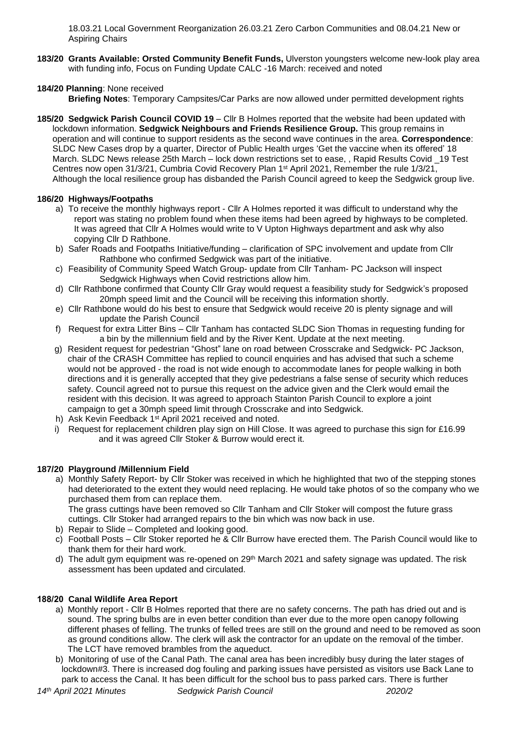18.03.21 Local Government Reorganization 26.03.21 Zero Carbon Communities and 08.04.21 New or Aspiring Chairs

**183/20 Grants Available: Orsted Community Benefit Funds,** Ulverston youngsters welcome new-look play area with funding info, Focus on Funding Update CALC -16 March: received and noted

**184/20 Planning**: None received

**Briefing Notes**: Temporary Campsites/Car Parks are now allowed under permitted development rights

**185/20 Sedgwick Parish Council COVID 19** – Cllr B Holmes reported that the website had been updated with lockdown information. **Sedgwick Neighbours and Friends Resilience Group.** This group remains in operation and will continue to support residents as the second wave continues in the area. **Correspondence**: SLDC New Cases drop by a quarter, Director of Public Health urges 'Get the vaccine when its offered' 18 March. SLDC News release 25th March – lock down restrictions set to ease, , Rapid Results Covid _19 Test Centres now open 31/3/21, Cumbria Covid Recovery Plan 1st April 2021, Remember the rule 1/3/21, Although the local resilience group has disbanded the Parish Council agreed to keep the Sedgwick group live.

**186/20 Highways/Footpaths**

a) To receive the monthly highways report - Cllr A Holmes reported it was difficult to understand why the report was stating no problem found when these items had been agreed by highways to be completed. It was agreed that Cllr A Holmes would write to V Upton Highways department and ask why also copying Cllr D Rathbone.
b) Safer Roads and Footpaths Initiative/funding – clarification of SPC involvement and update from Cllr Rathbone who confirmed Sedgwick was part of the initiative.
c) Feasibility of Community Speed Watch Group- update from Cllr Tanham- PC Jackson will inspect Sedgwick Highways when Covid restrictions allow him.
d) Cllr Rathbone confirmed that County Cllr Gray would request a feasibility study for Sedgwick's proposed 20mph speed limit and the Council will be receiving this information shortly.
e) Cllr Rathbone would do his best to ensure that Sedgwick would receive 20 is plenty signage and will update the Parish Council
f) Request for extra Litter Bins – Cllr Tanham has contacted SLDC Sion Thomas in requesting funding for a bin by the millennium field and by the River Kent. Update at the next meeting.
g) Resident request for pedestrian "Ghost" lane on road between Crosscrake and Sedgwick- PC Jackson, chair of the CRASH Committee has replied to council enquiries and has advised that such a scheme would not be approved - the road is not wide enough to accommodate lanes for people walking in both directions and it is generally accepted that they give pedestrians a false sense of security which reduces safety. Council agreed not to pursue this request on the advice given and the Clerk would email the resident with this decision. It was agreed to approach Stainton Parish Council to explore a joint campaign to get a 30mph speed limit through Crosscrake and into Sedgwick.
h) Ask Kevin Feedback 1st April 2021 received and noted.
i) Request for replacement children play sign on Hill Close. It was agreed to purchase this sign for £16.99 and it was agreed Cllr Stoker & Burrow would erect it.

**187/20 Playground /Millennium Field**

a) Monthly Safety Report- by Cllr Stoker was received in which he highlighted that two of the stepping stones had deteriorated to the extent they would need replacing. He would take photos of so the company who we purchased them from can replace them.
   The grass cuttings have been removed so Cllr Tanham and Cllr Stoker will compost the future grass cuttings. Cllr Stoker had arranged repairs to the bin which was now back in use.
b) Repair to Slide – Completed and looking good.
c) Football Posts – Cllr Stoker reported he & Cllr Burrow have erected them. The Parish Council would like to thank them for their hard work.
d) The adult gym equipment was re-opened on 29th March 2021 and safety signage was updated. The risk assessment has been updated and circulated.

**188/20 Canal Wildlife Area Report**

a) Monthly report - Cllr B Holmes reported that there are no safety concerns. The path has dried out and is sound. The spring bulbs are in even better condition than ever due to the more open canopy following different phases of felling. The trunks of felled trees are still on the ground and need to be removed as soon as ground conditions allow. The clerk will ask the contractor for an update on the removal of the timber. The LCT have removed brambles from the aqueduct.
b) Monitoring of use of the Canal Path. The canal area has been incredibly busy during the later stages of lockdown#3. There is increased dog fouling and parking issues have persisted as visitors use Back Lane to park to access the Canal. It has been difficult for the school bus to pass parked cars. There is further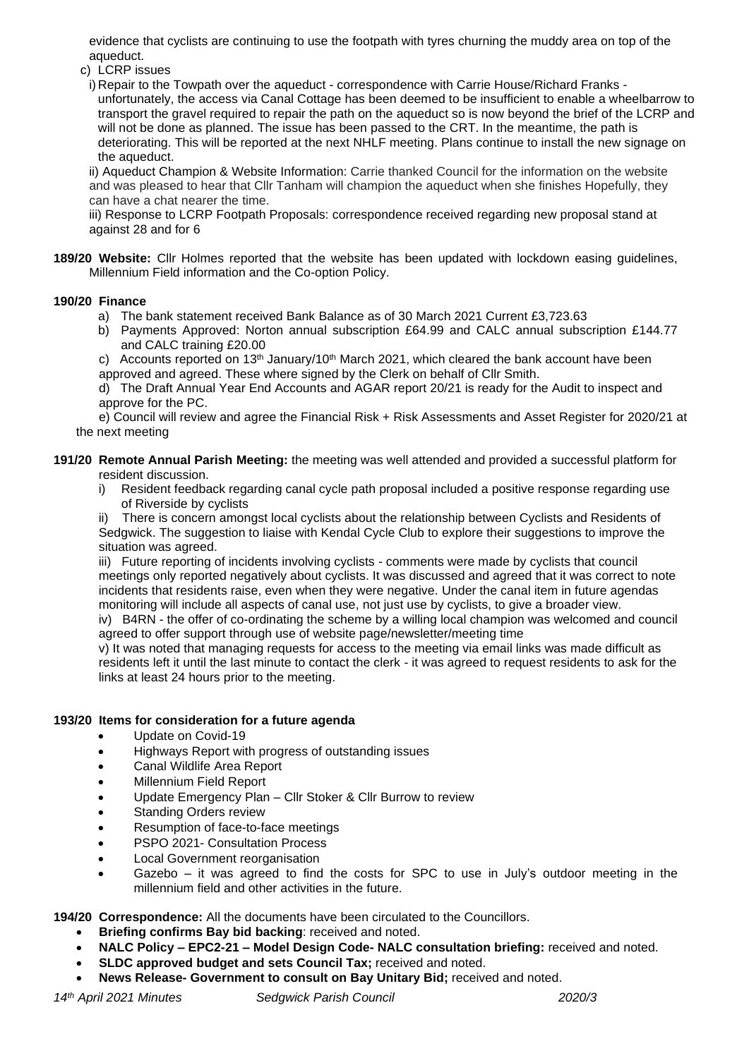evidence that cyclists are continuing to use the footpath with tyres churning the muddy area on top of the aqueduct.

c) LCRP issues

i) Repair to the Towpath over the aqueduct - correspondence with Carrie House/Richard Franks - unfortunately, the access via Canal Cottage has been deemed to be insufficient to enable a wheelbarrow to transport the gravel required to repair the path on the aqueduct so is now beyond the brief of the LCRP and will not be done as planned. The issue has been passed to the CRT. In the meantime, the path is deteriorating. This will be reported at the next NHLF meeting. Plans continue to install the new signage on the aqueduct.

ii) Aqueduct Champion & Website Information: Carrie thanked Council for the information on the website and was pleased to hear that Cllr Tanham will champion the aqueduct when she finishes Hopefully, they can have a chat nearer the time.

iii) Response to LCRP Footpath Proposals: correspondence received regarding new proposal stand at against 28 and for 6

**189/20 Website:** Cllr Holmes reported that the website has been updated with lockdown easing guidelines, Millennium Field information and the Co-option Policy.

**190/20 Finance**

a) The bank statement received Bank Balance as of 30 March 2021 Current £3,723.63

b) Payments Approved: Norton annual subscription £64.99 and CALC annual subscription £144.77 and CALC training £20.00

c) Accounts reported on 13th January/10th March 2021, which cleared the bank account have been approved and agreed. These where signed by the Clerk on behalf of Cllr Smith.

d) The Draft Annual Year End Accounts and AGAR report 20/21 is ready for the Audit to inspect and approve for the PC.

e) Council will review and agree the Financial Risk + Risk Assessments and Asset Register for 2020/21 at the next meeting

**191/20 Remote Annual Parish Meeting:** the meeting was well attended and provided a successful platform for resident discussion.

i) Resident feedback regarding canal cycle path proposal included a positive response regarding use of Riverside by cyclists

ii) There is concern amongst local cyclists about the relationship between Cyclists and Residents of Sedgwick. The suggestion to liaise with Kendal Cycle Club to explore their suggestions to improve the situation was agreed.

iii) Future reporting of incidents involving cyclists - comments were made by cyclists that council meetings only reported negatively about cyclists. It was discussed and agreed that it was correct to note incidents that residents raise, even when they were negative. Under the canal item in future agendas monitoring will include all aspects of canal use, not just use by cyclists, to give a broader view.

iv) B4RN - the offer of co-ordinating the scheme by a willing local champion was welcomed and council agreed to offer support through use of website page/newsletter/meeting time

v) It was noted that managing requests for access to the meeting via email links was made difficult as residents left it until the last minute to contact the clerk - it was agreed to request residents to ask for the links at least 24 hours prior to the meeting.

**193/20 Items for consideration for a future agenda**

- Update on Covid-19
- Highways Report with progress of outstanding issues
- Canal Wildlife Area Report
- Millennium Field Report
- Update Emergency Plan – Cllr Stoker & Cllr Burrow to review
- Standing Orders review
- Resumption of face-to-face meetings
- PSPO 2021- Consultation Process
- Local Government reorganisation
- Gazebo – it was agreed to find the costs for SPC to use in July's outdoor meeting in the millennium field and other activities in the future.

**194/20 Correspondence:** All the documents have been circulated to the Councillors.

- **Briefing confirms Bay bid backing**: received and noted.
- **NALC Policy – EPC2-21 – Model Design Code- NALC consultation briefing:** received and noted.
- **SLDC approved budget and sets Council Tax;** received and noted.
- **News Release- Government to consult on Bay Unitary Bid;** received and noted.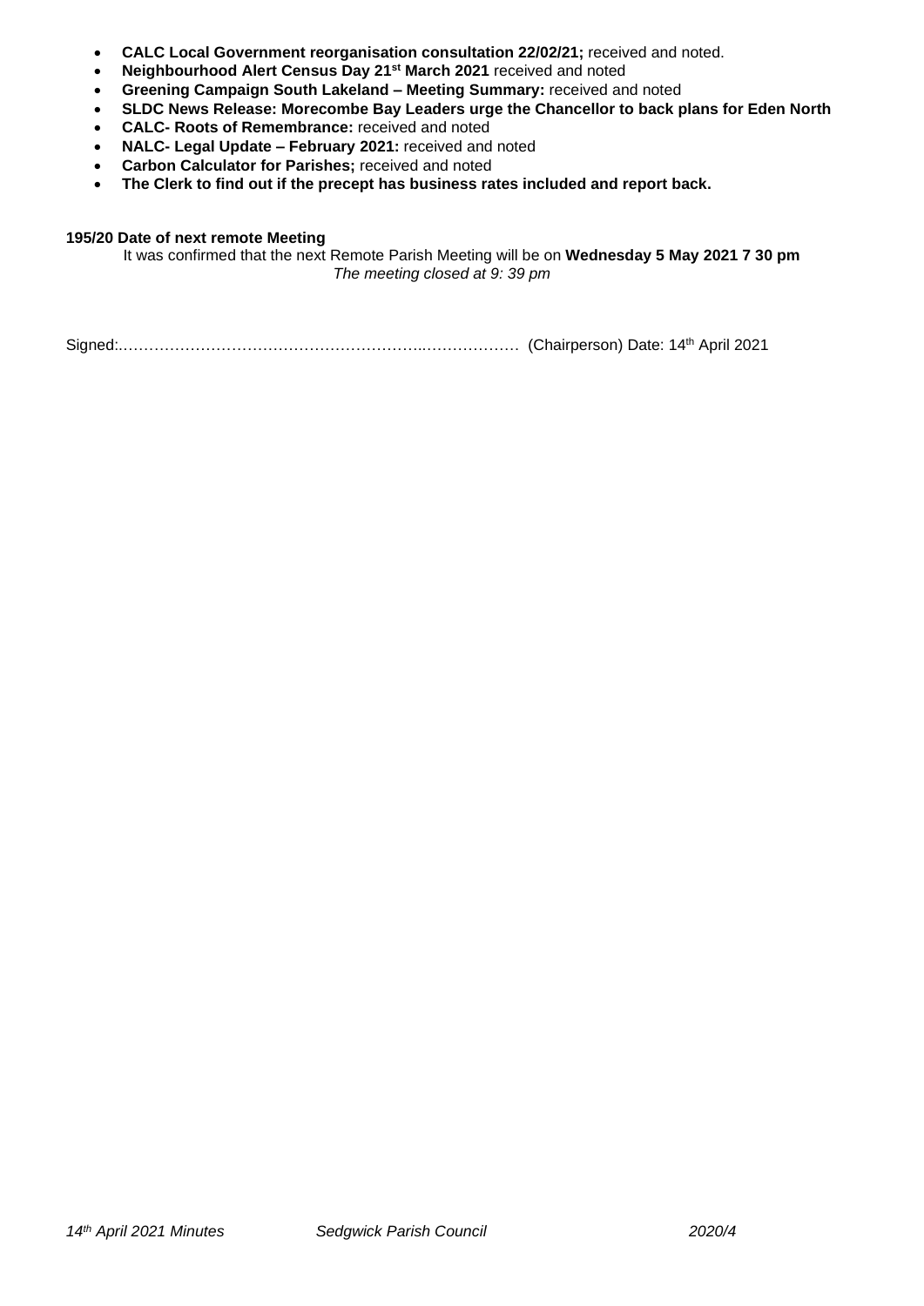- **CALC Local Government reorganisation consultation 22/02/21;** received and noted.
- **Neighbourhood Alert Census Day 21st March 2021** received and noted
- **Greening Campaign South Lakeland – Meeting Summary:** received and noted
- **SLDC News Release: Morecombe Bay Leaders urge the Chancellor to back plans for Eden North**
- **CALC- Roots of Remembrance:** received and noted
- **NALC- Legal Update – February 2021:** received and noted
- **Carbon Calculator for Parishes;** received and noted
- **The Clerk to find out if the precept has business rates included and report back.**

**195/20 Date of next remote Meeting**

It was confirmed that the next Remote Parish Meeting will be on **Wednesday 5 May 2021 7 30 pm**

*The meeting closed at 9: 39 pm*

Signed:……………………………………………………..……………… (Chairperson) Date: 14th April 2021